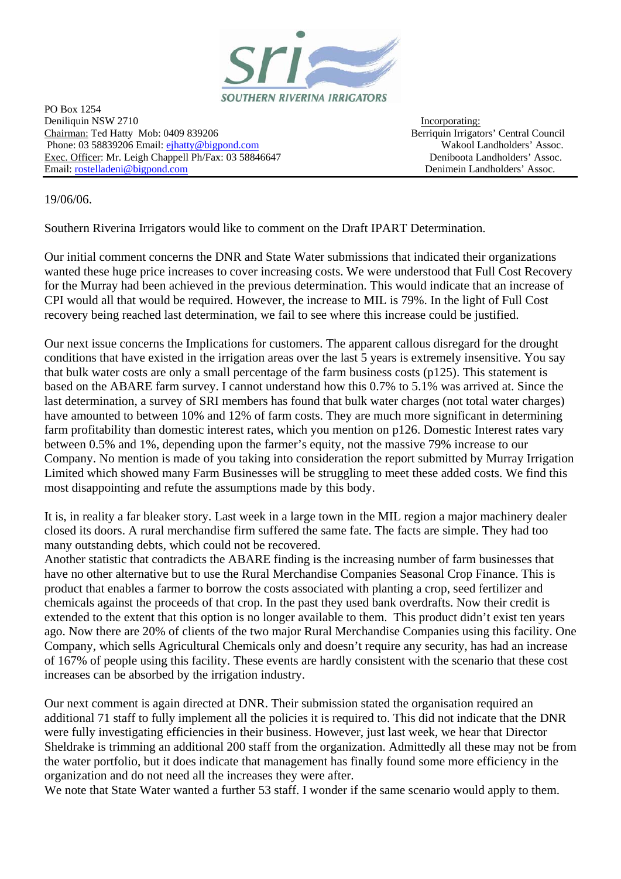SOUTHERN RIVERINA IRRIGATORS

PO Box 1254
Deniliquin NSW 2710
Chairman: Ted Hatty Mob: 0409 839206
Phone: 03 58839206 Email: ejhatty@bigpond.com
Exec. Officer: Mr. Leigh Chappell Ph/Fax: 03 58846647
Email: rostelladeni@bigpond.com

Incorporating:
Berriquin Irrigators' Central Council
Wakool Landholders' Assoc.
Deniboota Landholders' Assoc.
Denimein Landholders' Assoc.

19/06/06.

Southern Riverina Irrigators would like to comment on the Draft IPART Determination.

Our initial comment concerns the DNR and State Water submissions that indicated their organizations wanted these huge price increases to cover increasing costs. We were understood that Full Cost Recovery for the Murray had been achieved in the previous determination. This would indicate that an increase of CPI would all that would be required. However, the increase to MIL is 79%. In the light of Full Cost recovery being reached last determination, we fail to see where this increase could be justified.

Our next issue concerns the Implications for customers. The apparent callous disregard for the drought conditions that have existed in the irrigation areas over the last 5 years is extremely insensitive. You say that bulk water costs are only a small percentage of the farm business costs (p125). This statement is based on the ABARE farm survey. I cannot understand how this 0.7% to 5.1% was arrived at. Since the last determination, a survey of SRI members has found that bulk water charges (not total water charges) have amounted to between 10% and 12% of farm costs. They are much more significant in determining farm profitability than domestic interest rates, which you mention on p126. Domestic Interest rates vary between 0.5% and 1%, depending upon the farmer's equity, not the massive 79% increase to our Company. No mention is made of you taking into consideration the report submitted by Murray Irrigation Limited which showed many Farm Businesses will be struggling to meet these added costs. We find this most disappointing and refute the assumptions made by this body.

It is, in reality a far bleaker story. Last week in a large town in the MIL region a major machinery dealer closed its doors. A rural merchandise firm suffered the same fate. The facts are simple. They had too many outstanding debts, which could not be recovered.
Another statistic that contradicts the ABARE finding is the increasing number of farm businesses that have no other alternative but to use the Rural Merchandise Companies Seasonal Crop Finance. This is product that enables a farmer to borrow the costs associated with planting a crop, seed fertilizer and chemicals against the proceeds of that crop. In the past they used bank overdrafts. Now their credit is extended to the extent that this option is no longer available to them. This product didn't exist ten years ago. Now there are 20% of clients of the two major Rural Merchandise Companies using this facility. One Company, which sells Agricultural Chemicals only and doesn't require any security, has had an increase of 167% of people using this facility. These events are hardly consistent with the scenario that these cost increases can be absorbed by the irrigation industry.

Our next comment is again directed at DNR. Their submission stated the organisation required an additional 71 staff to fully implement all the policies it is required to. This did not indicate that the DNR were fully investigating efficiencies in their business. However, just last week, we hear that Director Sheldrake is trimming an additional 200 staff from the organization. Admittedly all these may not be from the water portfolio, but it does indicate that management has finally found some more efficiency in the organization and do not need all the increases they were after.
We note that State Water wanted a further 53 staff. I wonder if the same scenario would apply to them.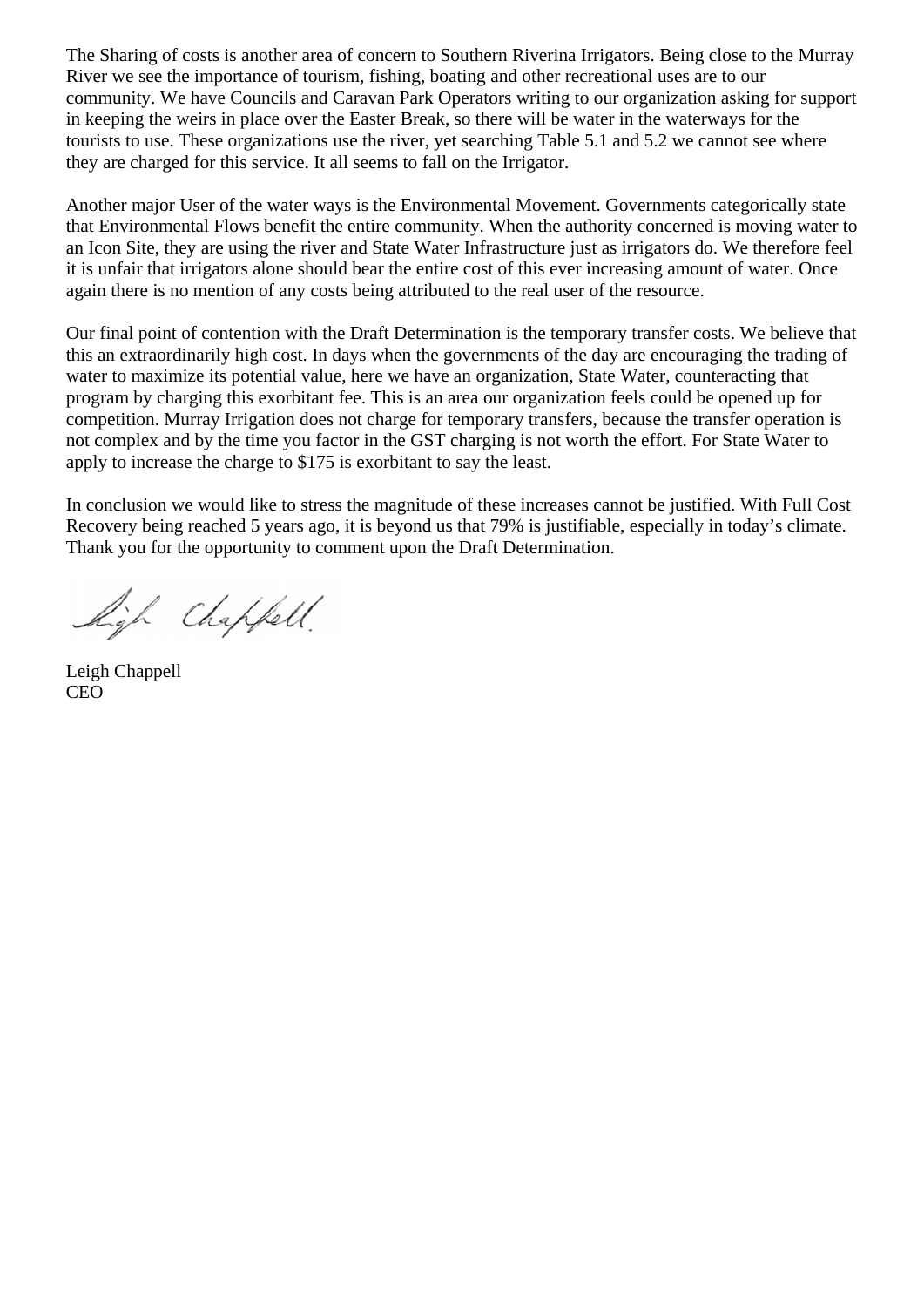The Sharing of costs is another area of concern to Southern Riverina Irrigators. Being close to the Murray River we see the importance of tourism, fishing, boating and other recreational uses are to our community. We have Councils and Caravan Park Operators writing to our organization asking for support in keeping the weirs in place over the Easter Break, so there will be water in the waterways for the tourists to use. These organizations use the river, yet searching Table 5.1 and 5.2 we cannot see where they are charged for this service. It all seems to fall on the Irrigator.

Another major User of the water ways is the Environmental Movement. Governments categorically state that Environmental Flows benefit the entire community. When the authority concerned is moving water to an Icon Site, they are using the river and State Water Infrastructure just as irrigators do. We therefore feel it is unfair that irrigators alone should bear the entire cost of this ever increasing amount of water. Once again there is no mention of any costs being attributed to the real user of the resource.

Our final point of contention with the Draft Determination is the temporary transfer costs. We believe that this an extraordinarily high cost. In days when the governments of the day are encouraging the trading of water to maximize its potential value, here we have an organization, State Water, counteracting that program by charging this exorbitant fee. This is an area our organization feels could be opened up for competition. Murray Irrigation does not charge for temporary transfers, because the transfer operation is not complex and by the time you factor in the GST charging is not worth the effort. For State Water to apply to increase the charge to $175 is exorbitant to say the least.

In conclusion we would like to stress the magnitude of these increases cannot be justified. With Full Cost Recovery being reached 5 years ago, it is beyond us that 79% is justifiable, especially in today's climate. Thank you for the opportunity to comment upon the Draft Determination.

Leigh Chappell

Leigh Chappell
CEO